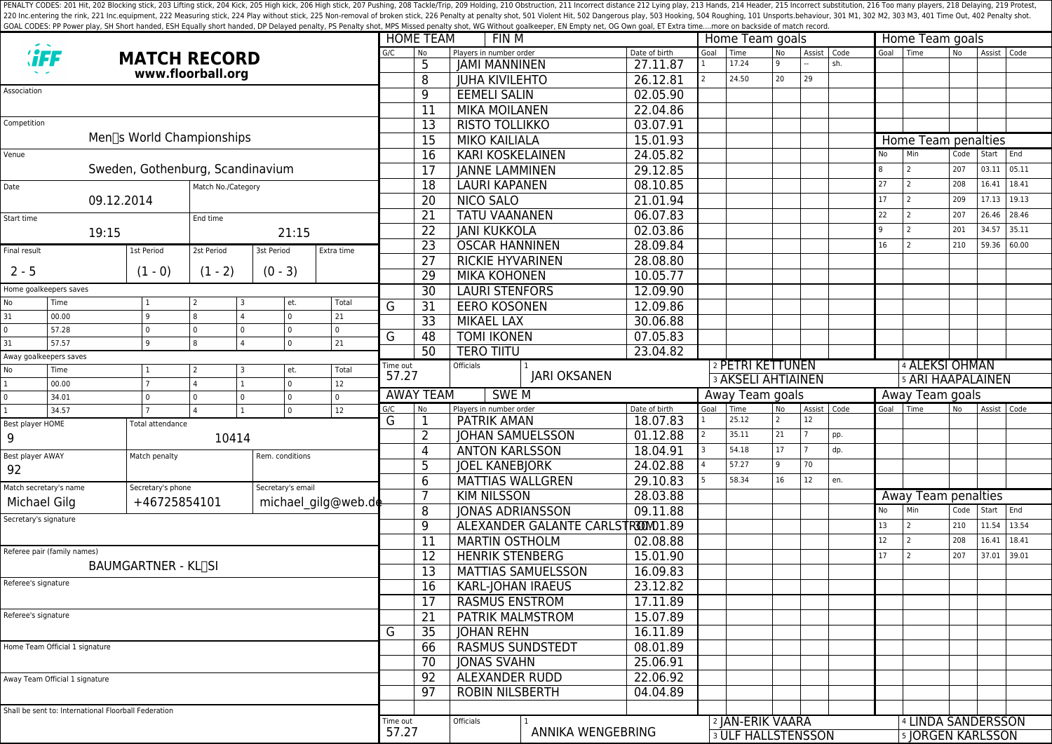PENALTY CODES: 201 Hit, 202 Blocking stick, 203 Lifting stick, 204 Kick, 205 High kick, 206 High stick, 207 Pushing, 208 Tackle/Trip, 209 Holding, 210 Obstruction, 211 Incorrect distance 212 Lying play, 213 Hands, 214 Header, 215 Incorrect substitution, 216 Too many players, 218 Delaying, 219 Protest, 220 Inc.entering the rink, 221 Inc.equipment, 222 Measuring stick, 224 Play without stick, 225 Non-removal of broken stick, 226 Penalty at penalty shot, 501 Violent Hit, 502 Dangerous play, 503 Hooking, 504 Roughing, 101 Unsports.behaviour, 301 M1, 302 M2, 303 M3, 401 Time Out, 402 Penalty shot.
GOAL CODES: PP Power play, SH Short handed, ESH Equally short handed, DP Delayed penalty, PS Penalty shot, MPS Missed penalty shot, WG Without goalkeeper, EN Empty net, OG Own goal, ET Extra time....more on backside of match record.

# MATCH RECORD

**www.floorball.org**

| Field | Value |
|---|---|
| Association | |
| Competition | Men s World Championships |
| Venue | Sweden, Gothenburg, Scandinavium |
| Date | 09.12.2014 |
| Match No./Category | |
| Start time | 19:15 |
| End time | 21:15 |

| Final result | 1st Period | 2st Period | 3st Period | Extra time |
|---|---|---|---|---|
| 2 - 5 | (1 - 0) | (1 - 2) | (0 - 3) | |

Home goalkeepers saves

| No | Time | 1 | 2 | 3 | et. | Total |
|---|---|---|---|---|---|---|
| 31 | 00.00 | 9 | 8 | 4 | 0 | 21 |
| 0 | 57.28 | 0 | 0 | 0 | 0 | 0 |
| 31 | 57.57 | 9 | 8 | 4 | 0 | 21 |

Away goalkeepers saves

| No | Time | 1 | 2 | 3 | et. | Total |
|---|---|---|---|---|---|---|
| 1 | 00.00 | 7 | 4 | 1 | 0 | 12 |
| 0 | 34.01 | 0 | 0 | 0 | 0 | 0 |
| 1 | 34.57 | 7 | 4 | 1 | 0 | 12 |

| Field | Value |
|---|---|
| Best player HOME | 9 |
| Total attendance | 10414 |
| Best player AWAY | 92 |
| Match penalty | |
| Rem. conditions | |
| Match secretary's name | Michael Gilg |
| Secretary's phone | +46725854101 |
| Secretary's email | michael_gilg@web.de |
| Secretary's signature | |
| Referee pair (family names) | BAUMGARTNER - KL SI |
| Referee's signature | |
| Referee's signature | |
| Home Team Official 1 signature | |
| Away Team Official 1 signature | |

Shall be sent to: International Floorball Federation

## HOME TEAM: FIN M

| G/C | No | Players in number order | Date of birth |
|---|---|---|---|
| | 5 | JAMI MANNINEN | 27.11.87 |
| | 8 | JUHA KIVILEHTO | 26.12.81 |
| | 9 | EEMELI SALIN | 02.05.90 |
| | 11 | MIKA MOILANEN | 22.04.86 |
| | 13 | RISTO TOLLIKKO | 03.07.91 |
| | 15 | MIKO KAILIALA | 15.01.93 |
| | 16 | KARI KOSKELAINEN | 24.05.82 |
| | 17 | JANNE LAMMINEN | 29.12.85 |
| | 18 | LAURI KAPANEN | 08.10.85 |
| | 20 | NICO SALO | 21.01.94 |
| | 21 | TATU VAANANEN | 06.07.83 |
| | 22 | JANI KUKKOLA | 02.03.86 |
| | 23 | OSCAR HANNINEN | 28.09.84 |
| | 27 | RICKIE HYVARINEN | 28.08.80 |
| | 29 | MIKA KOHONEN | 10.05.77 |
| | 30 | LAURI STENFORS | 12.09.90 |
| G | 31 | EERO KOSONEN | 12.09.86 |
| | 33 | MIKAEL LAX | 30.06.88 |
| G | 48 | TOMI IKONEN | 07.05.83 |
| | 50 | TERO TIITU | 23.04.82 |

Time out: 57.27

Officials: 1 JARI OKSANEN, 2 PETRI KETTUNEN, 3 AKSELI AHTIAINEN, 4 ALEKSI OHMAN, 5 ARI HAAPALAINEN

Home Team goals

| Goal | Time | No | Assist | Code |
|---|---|---|---|---|
| 1 | 17.24 | 9 | -- | sh. |
| 2 | 24.50 | 20 | 29 | |

Home Team penalties

| No | Min | Code | Start | End |
|---|---|---|---|---|
| 8 | 2 | 207 | 03.11 | 05.11 |
| 27 | 2 | 208 | 16.41 | 18.41 |
| 17 | 2 | 209 | 17.13 | 19.13 |
| 22 | 2 | 207 | 26.46 | 28.46 |
| 9 | 2 | 201 | 34.57 | 35.11 |
| 16 | 2 | 210 | 59.36 | 60.00 |

## AWAY TEAM: SWE M

| G/C | No | Players in number order | Date of birth |
|---|---|---|---|
| G | 1 | PATRIK AMAN | 18.07.83 |
| | 2 | JOHAN SAMUELSSON | 01.12.88 |
| | 4 | ANTON KARLSSON | 18.04.91 |
| | 5 | JOEL KANEBJORK | 24.02.88 |
| | 6 | MATTIAS WALLGREN | 29.10.83 |
| | 7 | KIM NILSSON | 28.03.88 |
| | 8 | JONAS ADRIANSSON | 09.11.88 |
| | 9 | ALEXANDER GALANTE CARLSTROM | 30.01.89 |
| | 11 | MARTIN OSTHOLM | 02.08.88 |
| | 12 | HENRIK STENBERG | 15.01.90 |
| | 13 | MATTIAS SAMUELSSON | 16.09.83 |
| | 16 | KARL-JOHAN IRAEUS | 23.12.82 |
| | 17 | RASMUS ENSTROM | 17.11.89 |
| | 21 | PATRIK MALMSTROM | 15.07.89 |
| G | 35 | JOHAN REHN | 16.11.89 |
| | 66 | RASMUS SUNDSTEDT | 08.01.89 |
| | 70 | JONAS SVAHN | 25.06.91 |
| | 92 | ALEXANDER RUDD | 22.06.92 |
| | 97 | ROBIN NILSBERTH | 04.04.89 |

Time out: 57.27

Officials: 1 ANNIKA WENGEBRING, 2 JAN-ERIK VAARA, 3 ULF HALLSTENSSON, 4 LINDA SANDERSSON, 5 JORGEN KARLSSON

Away Team goals

| Goal | Time | No | Assist | Code |
|---|---|---|---|---|
| 1 | 25.12 | 2 | 12 | |
| 2 | 35.11 | 21 | 7 | pp. |
| 3 | 54.18 | 17 | 7 | dp. |
| 4 | 57.27 | 9 | 70 | |
| 5 | 58.34 | 16 | 12 | en. |

Away Team penalties

| No | Min | Code | Start | End |
|---|---|---|---|---|
| 13 | 2 | 210 | 11.54 | 13.54 |
| 12 | 2 | 208 | 16.41 | 18.41 |
| 17 | 2 | 207 | 37.01 | 39.01 |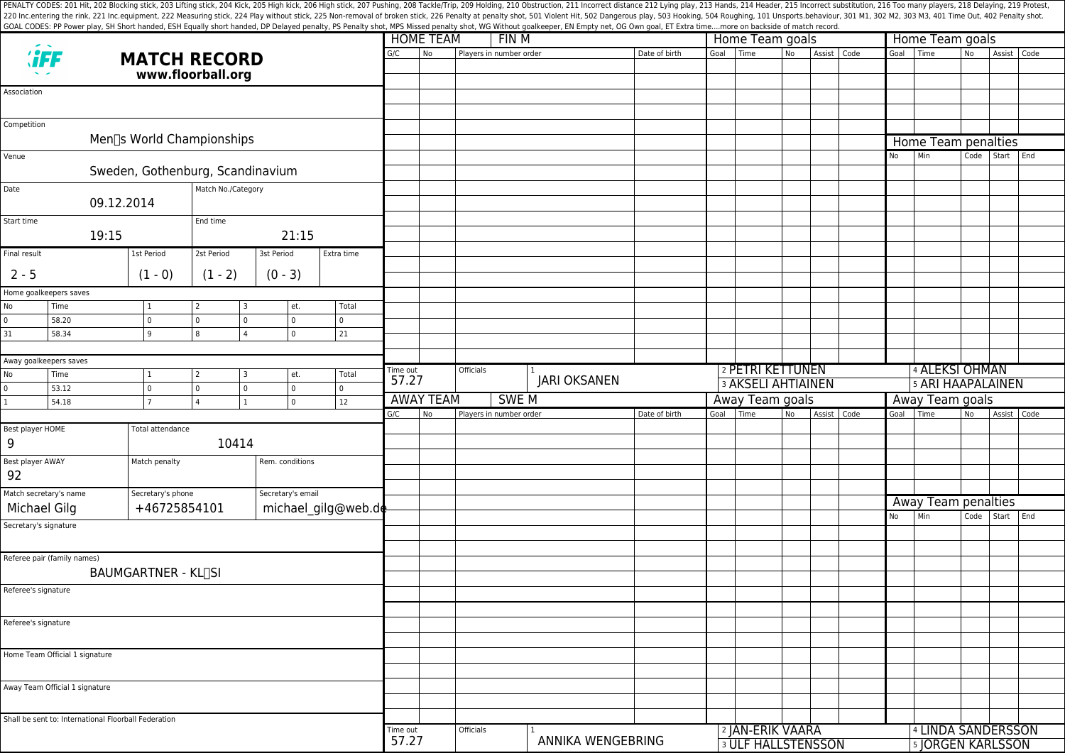PENALTY CODES: 201 Hit, 202 Blocking stick, 203 Lifting stick, 204 Kick, 205 High kick, 206 High stick, 207 Pushing, 208 Tackle/Trip, 209 Holding, 210 Obstruction, 211 Incorrect distance 212 Lying play, 213 Hands, 214 Header, 215 Incorrect substitution, 216 Too many players, 218 Delaying, 219 Protest, 220 Inc.entering the rink, 221 Inc.equipment, 222 Measuring stick, 224 Play without stick, 225 Non-removal of broken stick, 226 Penalty at penalty shot, 501 Violent Hit, 502 Dangerous play, 503 Hooking, 504 Roughing, 101 Unsports.behaviour, 301 M1, 302 M2, 303 M3, 401 Time Out, 402 Penalty shot.

GOAL CODES: PP Power play, SH Short handed, ESH Equally short handed, DP Delayed penalty, PS Penalty shot, MPS Missed penalty shot, WG Without goalkeeper, EN Empty net, OG Own goal, ET Extra time....more on backside of match record.

# MATCH RECORD

**www.floorball.org**

| Field | Value |
|---|---|
| Association | |
| Competition | Men s World Championships |
| Venue | Sweden, Gothenburg, Scandinavium |
| Date | 09.12.2014 |
| Match No./Category | |
| Start time | 19:15 |
| End time | 21:15 |

| Final result | 1st Period | 2st Period | 3st Period | Extra time |
|---|---|---|---|---|
| 2 - 5 | (1 - 0) | (1 - 2) | (0 - 3) | |

Home goalkeepers saves

| No | Time | 1 | 2 | 3 | et. | Total |
|---|---|---|---|---|---|---|
| 0 | 58.20 | 0 | 0 | 0 | 0 | 0 |
| 31 | 58.34 | 9 | 8 | 4 | 0 | 21 |

Away goalkeepers saves

| No | Time | 1 | 2 | 3 | et. | Total |
|---|---|---|---|---|---|---|
| 0 | 53.12 | 0 | 0 | 0 | 0 | 0 |
| 1 | 54.18 | 7 | 4 | 1 | 0 | 12 |

| Field | Value |
|---|---|
| Best player HOME | 9 |
| Total attendance | 10414 |
| Best player AWAY | 92 |
| Match penalty | |
| Rem. conditions | |
| Match secretary's name | Michael Gilg |
| Secretary's phone | +46725854101 |
| Secretary's email | michael_gilg@web.de |
| Secretary's signature | |
| Referee pair (family names) | BAUMGARTNER - KL SI |
| Referee's signature | |
| Referee's signature | |
| Home Team Official 1 signature | |
| Away Team Official 1 signature | |

Shall be sent to: International Floorball Federation

## HOME TEAM: FIN M

| G/C | No | Players in number order | Date of birth |
|---|---|---|---|
| | | | |

Home Team goals

| Goal | Time | No | Assist | Code |
|---|---|---|---|---|
| | | | | |

Home Team penalties

| No | Min | Code | Start | End |
|---|---|---|---|---|
| | | | | |

Time out: 57.27

Officials:
1 JARI OKSANEN
2 PETRI KETTUNEN
3 AKSELI AHTIAINEN
4 ALEKSI OHMAN
5 ARI HAAPALAINEN

## AWAY TEAM: SWE M

| G/C | No | Players in number order | Date of birth |
|---|---|---|---|
| | | | |

Away Team goals

| Goal | Time | No | Assist | Code |
|---|---|---|---|---|
| | | | | |

Away Team penalties

| No | Min | Code | Start | End |
|---|---|---|---|---|
| | | | | |

Time out: 57.27

Officials:
1 ANNIKA WENGEBRING
2 JAN-ERIK VAARA
3 ULF HALLSTENSSON
4 LINDA SANDERSSON
5 JORGEN KARLSSON